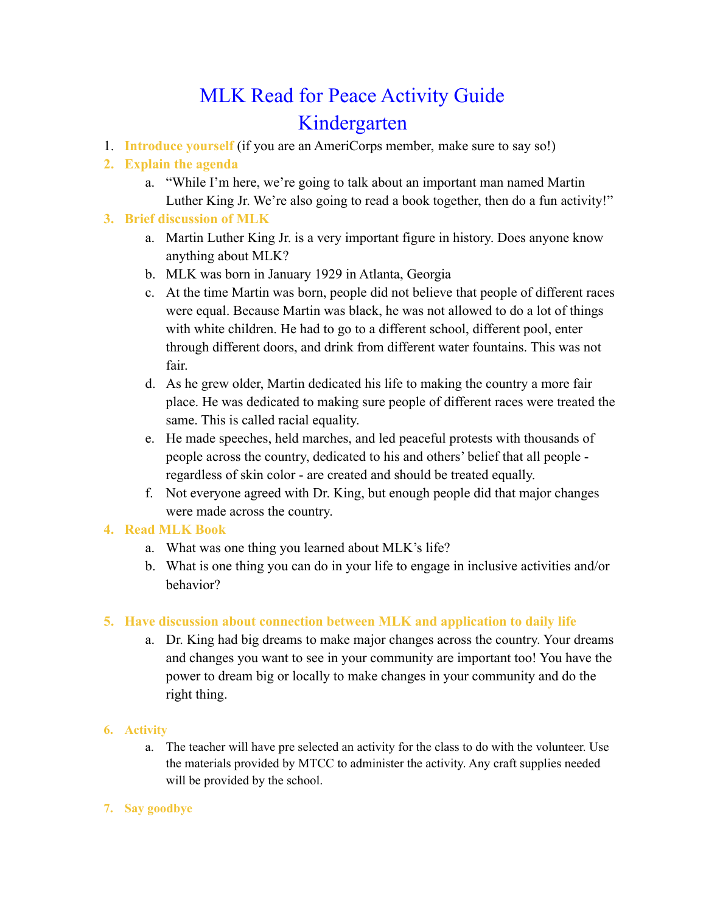# MLK Read for Peace Activity Guide
# Kindergarten

1. **Introduce yourself** (if you are an AmeriCorps member, make sure to say so!)
2. **Explain the agenda**
   a. "While I'm here, we're going to talk about an important man named Martin Luther King Jr. We're also going to read a book together, then do a fun activity!"
3. **Brief discussion of MLK**
   a. Martin Luther King Jr. is a very important figure in history. Does anyone know anything about MLK?
   b. MLK was born in January 1929 in Atlanta, Georgia
   c. At the time Martin was born, people did not believe that people of different races were equal. Because Martin was black, he was not allowed to do a lot of things with white children. He had to go to a different school, different pool, enter through different doors, and drink from different water fountains. This was not fair.
   d. As he grew older, Martin dedicated his life to making the country a more fair place. He was dedicated to making sure people of different races were treated the same. This is called racial equality.
   e. He made speeches, held marches, and led peaceful protests with thousands of people across the country, dedicated to his and others' belief that all people - regardless of skin color - are created and should be treated equally.
   f. Not everyone agreed with Dr. King, but enough people did that major changes were made across the country.
4. **Read MLK Book**
   a. What was one thing you learned about MLK's life?
   b. What is one thing you can do in your life to engage in inclusive activities and/or behavior?

5. **Have discussion about connection between MLK and application to daily life**
   a. Dr. King had big dreams to make major changes across the country. Your dreams and changes you want to see in your community are important too! You have the power to dream big or locally to make changes in your community and do the right thing.

6. **Activity**
   a. The teacher will have pre selected an activity for the class to do with the volunteer. Use the materials provided by MTCC to administer the activity. Any craft supplies needed will be provided by the school.

7. **Say goodbye**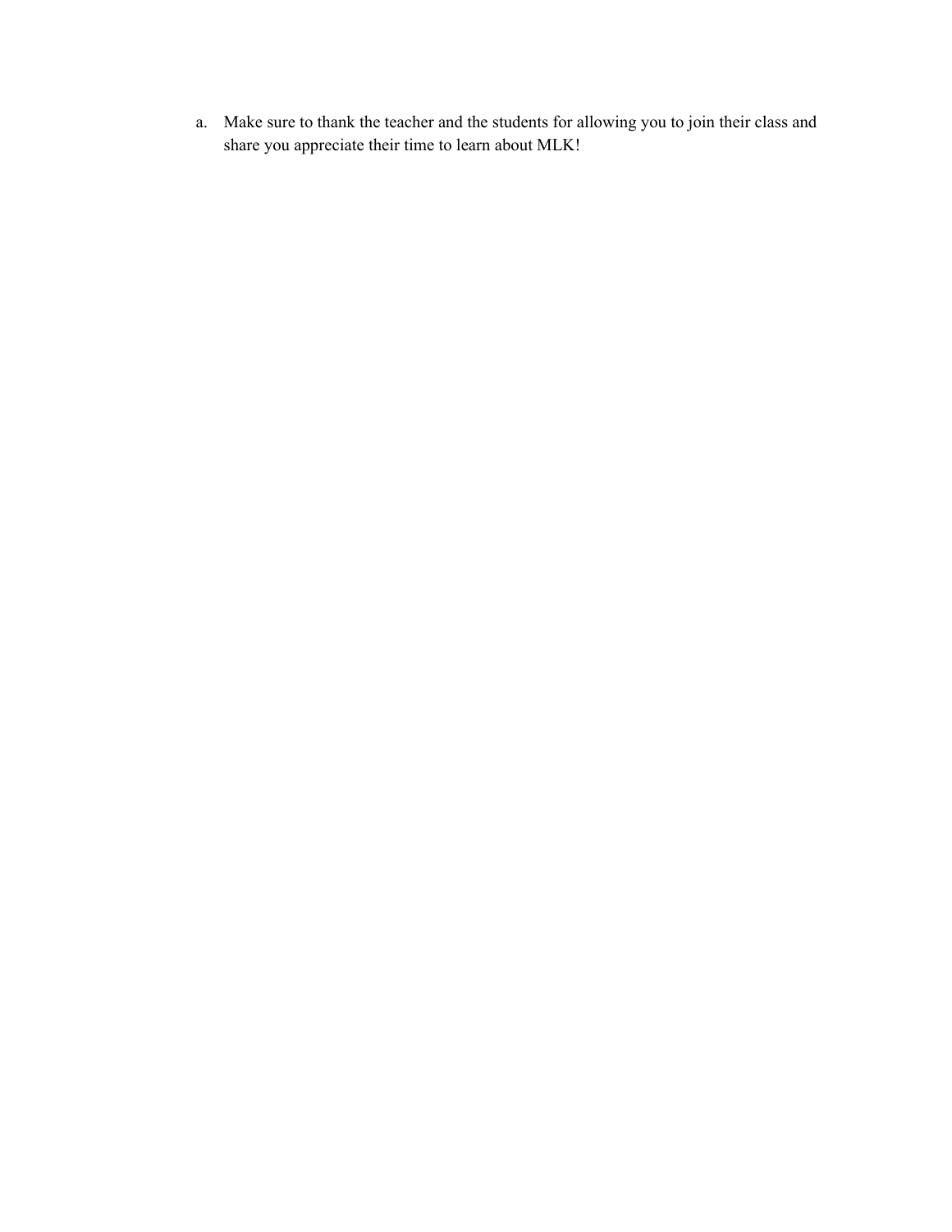a. Make sure to thank the teacher and the students for allowing you to join their class and share you appreciate their time to learn about MLK!